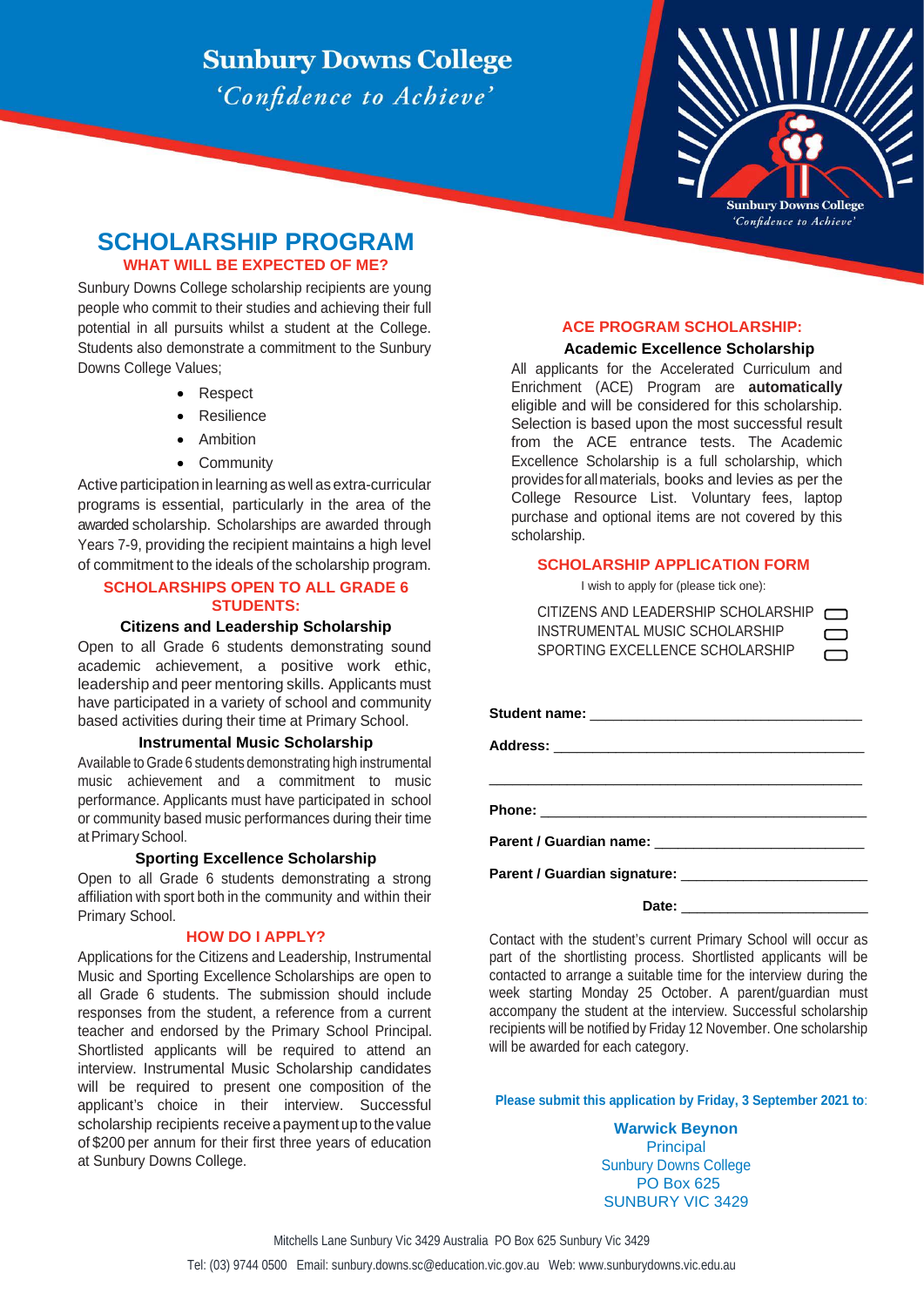# Sunbury Downs College

*'Confidence to Achieve'*

## SCHOLARSHIP PROGRAM

### WHAT WILL BE EXPECTED OF ME?

Sunbury Downs College scholarship recipients are young people who commit to their studies and achieving their full potential in all pursuits whilst a student at the College. Students also demonstrate a commitment to the Sunbury Downs College Values;

- Respect
- Resilience
- Ambition
- Community

Active participation in learning as well as extra-curricular programs is essential, particularly in the area of the awarded scholarship. Scholarships are awarded through Years 7-9, providing the recipient maintains a high level of commitment to the ideals of the scholarship program.

### SCHOLARSHIPS OPEN TO ALL GRADE 6 STUDENTS:

**Citizens and Leadership Scholarship**

Open to all Grade 6 students demonstrating sound academic achievement, a positive work ethic, leadership and peer mentoring skills. Applicants must have participated in a variety of school and community based activities during their time at Primary School.

**Instrumental Music Scholarship**

Available to Grade 6 students demonstrating high instrumental music achievement and a commitment to music performance. Applicants must have participated in school or community based music performances during their time at Primary School.

**Sporting Excellence Scholarship**

Open to all Grade 6 students demonstrating a strong affiliation with sport both in the community and within their Primary School.

### HOW DO I APPLY?

Applications for the Citizens and Leadership, Instrumental Music and Sporting Excellence Scholarships are open to all Grade 6 students. The submission should include responses from the student, a reference from a current teacher and endorsed by the Primary School Principal. Shortlisted applicants will be required to attend an interview. Instrumental Music Scholarship candidates will be required to present one composition of the applicant's choice in their interview. Successful scholarship recipients receive a payment up to the value of $200 per annum for their first three years of education at Sunbury Downs College.

### ACE PROGRAM SCHOLARSHIP:

**Academic Excellence Scholarship**

All applicants for the Accelerated Curriculum and Enrichment (ACE) Program are **automatically** eligible and will be considered for this scholarship. Selection is based upon the most successful result from the ACE entrance tests. The Academic Excellence Scholarship is a full scholarship, which provides for all materials, books and levies as per the College Resource List. Voluntary fees, laptop purchase and optional items are not covered by this scholarship.

### SCHOLARSHIP APPLICATION FORM

I wish to apply for (please tick one):

- CITIZENS AND LEADERSHIP SCHOLARSHIP ☐
- INSTRUMENTAL MUSIC SCHOLARSHIP ☐
- SPORTING EXCELLENCE SCHOLARSHIP ☐

**Student name:** ________________________________

**Address:** ____________________________________

________________________________________________

**Phone:** ______________________________________

**Parent / Guardian name:** _______________________

**Parent / Guardian signature:** ___________________

**Date:** ______________________

Contact with the student's current Primary School will occur as part of the shortlisting process. Successful applicants will be contacted to arrange a suitable time for the interview during the week starting Monday 25 October. A parent/guardian must accompany the student at the interview. Successful scholarship recipients will be notified by Friday 12 November. One scholarship will be awarded for each category.

**Please submit this application by Friday, 3 September 2021 to:**

**Warwick Beynon**
Principal
Sunbury Downs College
PO Box 625
SUNBURY VIC 3429

Mitchells Lane Sunbury Vic 3429 Australia PO Box 625 Sunbury Vic 3429

Tel: (03) 9744 0500 Email: sunbury.downs.sc@education.vic.gov.au Web: www.sunburydowns.vic.edu.au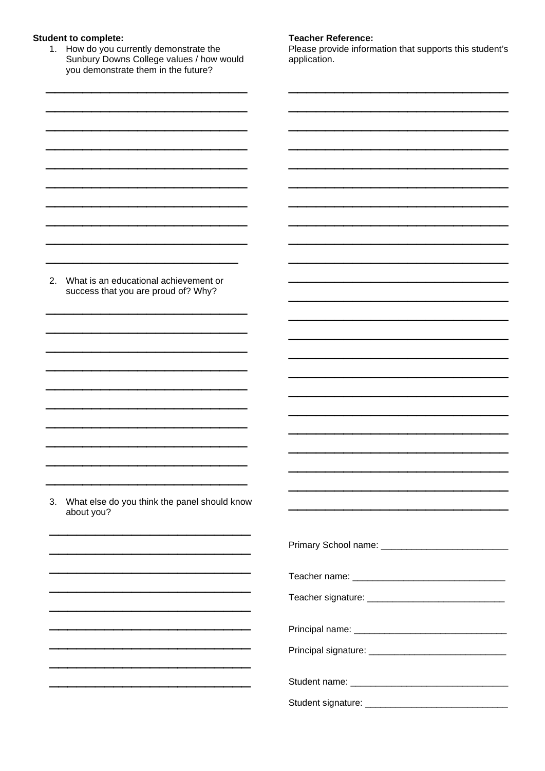**Student to complete:**

1. How do you currently demonstrate the Sunbury Downs College values / how would you demonstrate them in the future?

____________________________________
____________________________________
____________________________________
____________________________________
____________________________________
____________________________________
____________________________________
____________________________________
____________________________________
____________________________________

2. What is an educational achievement or success that you are proud of? Why?

____________________________________
____________________________________
____________________________________
____________________________________
____________________________________
____________________________________
____________________________________
____________________________________
____________________________________
____________________________________

3. What else do you think the panel should know about you?

____________________________________
____________________________________
____________________________________
____________________________________
____________________________________
____________________________________
____________________________________
____________________________________
____________________________________

**Teacher Reference:**

Please provide information that supports this student's application.

____________________________________
____________________________________
____________________________________
____________________________________
____________________________________
____________________________________
____________________________________
____________________________________
____________________________________
____________________________________
____________________________________
____________________________________
____________________________________
____________________________________
____________________________________
____________________________________
____________________________________
____________________________________
____________________________________
____________________________________
____________________________________
____________________________________
____________________________________

Primary School name: _________________________

Teacher name: _____________________________

Teacher signature: ___________________________

Principal name: ______________________________

Principal signature: __________________________

Student name: _______________________________

Student signature: ____________________________